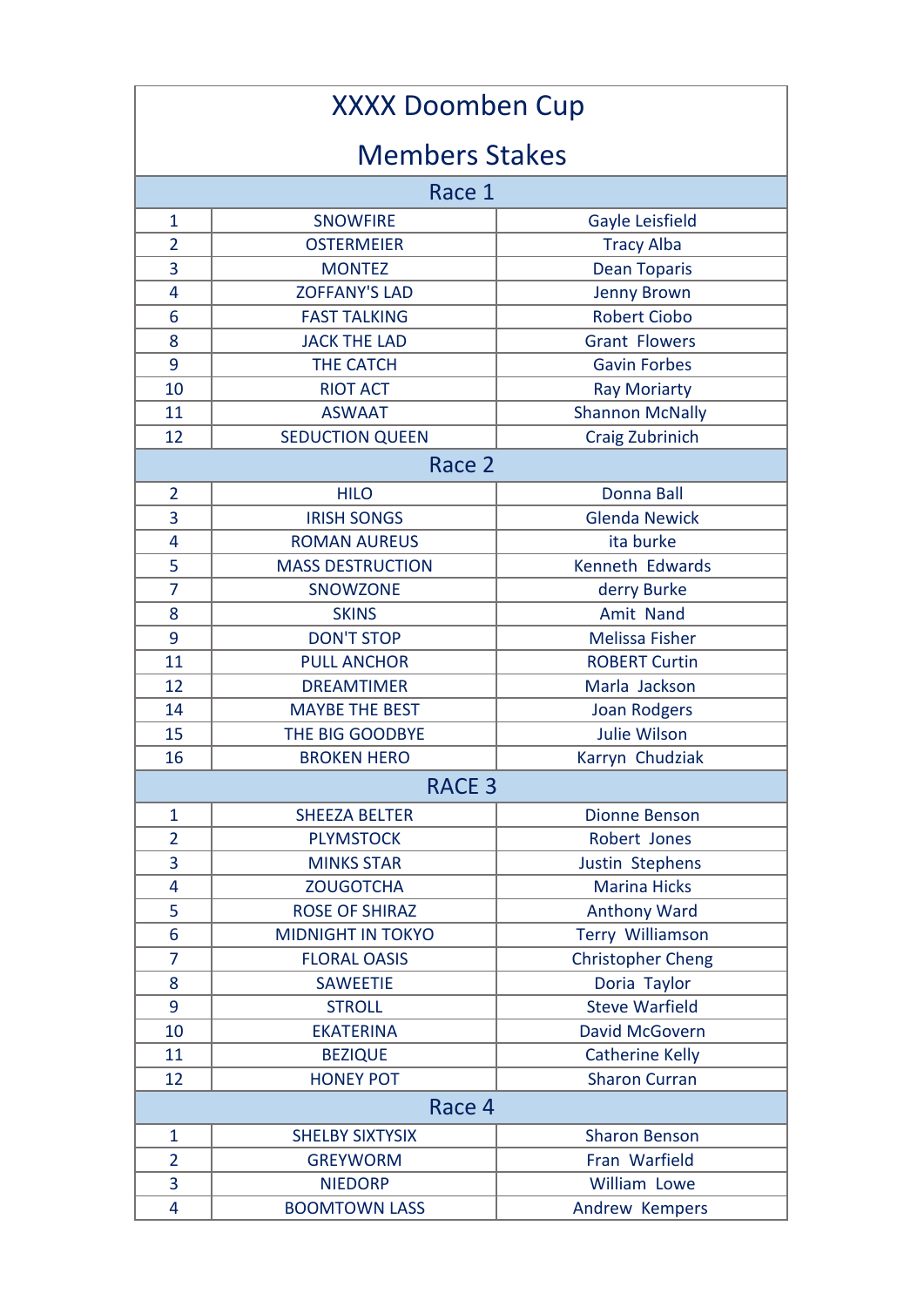# XXXX Doomben Cup

## Members Stakes

| Race 1 | | |
|---|---|---|
| 1 | SNOWFIRE | Gayle Leisfield |
| 2 | OSTERMEIER | Tracy Alba |
| 3 | MONTEZ | Dean Toparis |
| 4 | ZOFFANY'S LAD | Jenny Brown |
| 6 | FAST TALKING | Robert Ciobo |
| 8 | JACK THE LAD | Grant Flowers |
| 9 | THE CATCH | Gavin Forbes |
| 10 | RIOT ACT | Ray Moriarty |
| 11 | ASWAAT | Shannon McNally |
| 12 | SEDUCTION QUEEN | Craig Zubrinich |
| **Race 2** | | |
| 2 | HILO | Donna Ball |
| 3 | IRISH SONGS | Glenda Newick |
| 4 | ROMAN AUREUS | ita burke |
| 5 | MASS DESTRUCTION | Kenneth Edwards |
| 7 | SNOWZONE | derry Burke |
| 8 | SKINS | Amit Nand |
| 9 | DON'T STOP | Melissa Fisher |
| 11 | PULL ANCHOR | ROBERT Curtin |
| 12 | DREAMTIMER | Marla Jackson |
| 14 | MAYBE THE BEST | Joan Rodgers |
| 15 | THE BIG GOODBYE | Julie Wilson |
| 16 | BROKEN HERO | Karryn Chudziak |
| **RACE 3** | | |
| 1 | SHEEZA BELTER | Dionne Benson |
| 2 | PLYMSTOCK | Robert Jones |
| 3 | MINKS STAR | Justin Stephens |
| 4 | ZOUGOTCHA | Marina Hicks |
| 5 | ROSE OF SHIRAZ | Anthony Ward |
| 6 | MIDNIGHT IN TOKYO | Terry Williamson |
| 7 | FLORAL OASIS | Christopher Cheng |
| 8 | SAWEETIE | Doria Taylor |
| 9 | STROLL | Steve Warfield |
| 10 | EKATERINA | David McGovern |
| 11 | BEZIQUE | Catherine Kelly |
| 12 | HONEY POT | Sharon Curran |
| **Race 4** | | |
| 1 | SHELBY SIXTYSIX | Sharon Benson |
| 2 | GREYWORM | Fran Warfield |
| 3 | NIEDORP | William Lowe |
| 4 | BOOMTOWN LASS | Andrew Kempers |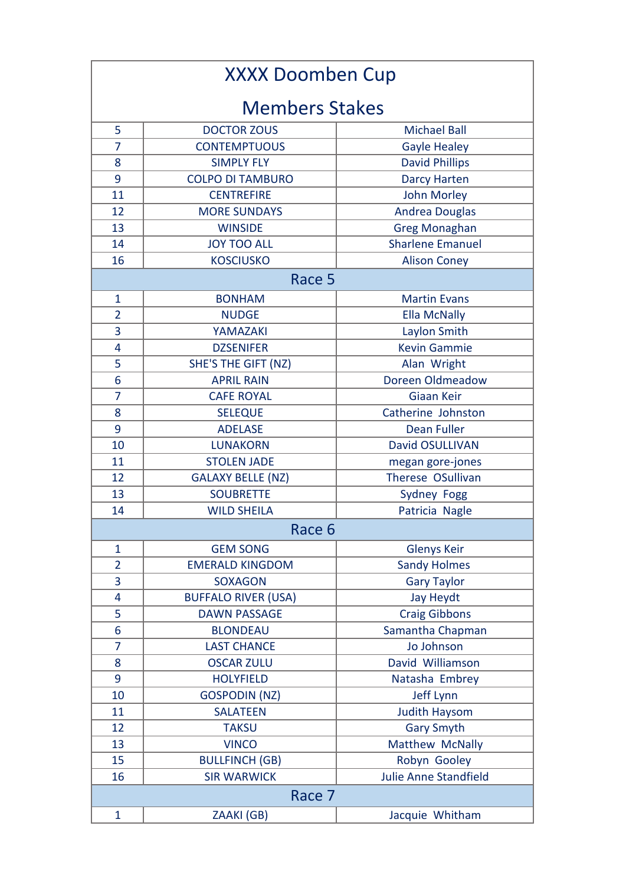# XXXX Doomben Cup

## Members Stakes

| | | |
|---|---|---|
| 5 | DOCTOR ZOUS | Michael Ball |
| 7 | CONTEMPTUOUS | Gayle Healey |
| 8 | SIMPLY FLY | David Phillips |
| 9 | COLPO DI TAMBURO | Darcy Harten |
| 11 | CENTREFIRE | John Morley |
| 12 | MORE SUNDAYS | Andrea Douglas |
| 13 | WINSIDE | Greg Monaghan |
| 14 | JOY TOO ALL | Sharlene Emanuel |
| 16 | KOSCIUSKO | Alison Coney |
| **Race 5** | | |
| 1 | BONHAM | Martin Evans |
| 2 | NUDGE | Ella McNally |
| 3 | YAMAZAKI | Laylon Smith |
| 4 | DZSENIFER | Kevin Gammie |
| 5 | SHE'S THE GIFT (NZ) | Alan Wright |
| 6 | APRIL RAIN | Doreen Oldmeadow |
| 7 | CAFE ROYAL | Giaan Keir |
| 8 | SELEQUE | Catherine Johnston |
| 9 | ADELASE | Dean Fuller |
| 10 | LUNAKORN | David OSULLIVAN |
| 11 | STOLEN JADE | megan gore-jones |
| 12 | GALAXY BELLE (NZ) | Therese OSullivan |
| 13 | SOUBRETTE | Sydney Fogg |
| 14 | WILD SHEILA | Patricia Nagle |
| **Race 6** | | |
| 1 | GEM SONG | Glenys Keir |
| 2 | EMERALD KINGDOM | Sandy Holmes |
| 3 | SOXAGON | Gary Taylor |
| 4 | BUFFALO RIVER (USA) | Jay Heydt |
| 5 | DAWN PASSAGE | Craig Gibbons |
| 6 | BLONDEAU | Samantha Chapman |
| 7 | LAST CHANCE | Jo Johnson |
| 8 | OSCAR ZULU | David Williamson |
| 9 | HOLYFIELD | Natasha Embrey |
| 10 | GOSPODIN (NZ) | Jeff Lynn |
| 11 | SALATEEN | Judith Haysom |
| 12 | TAKSU | Gary Smyth |
| 13 | VINCO | Matthew McNally |
| 15 | BULLFINCH (GB) | Robyn Gooley |
| 16 | SIR WARWICK | Julie Anne Standfield |
| **Race 7** | | |
| 1 | ZAAKI (GB) | Jacquie Whitham |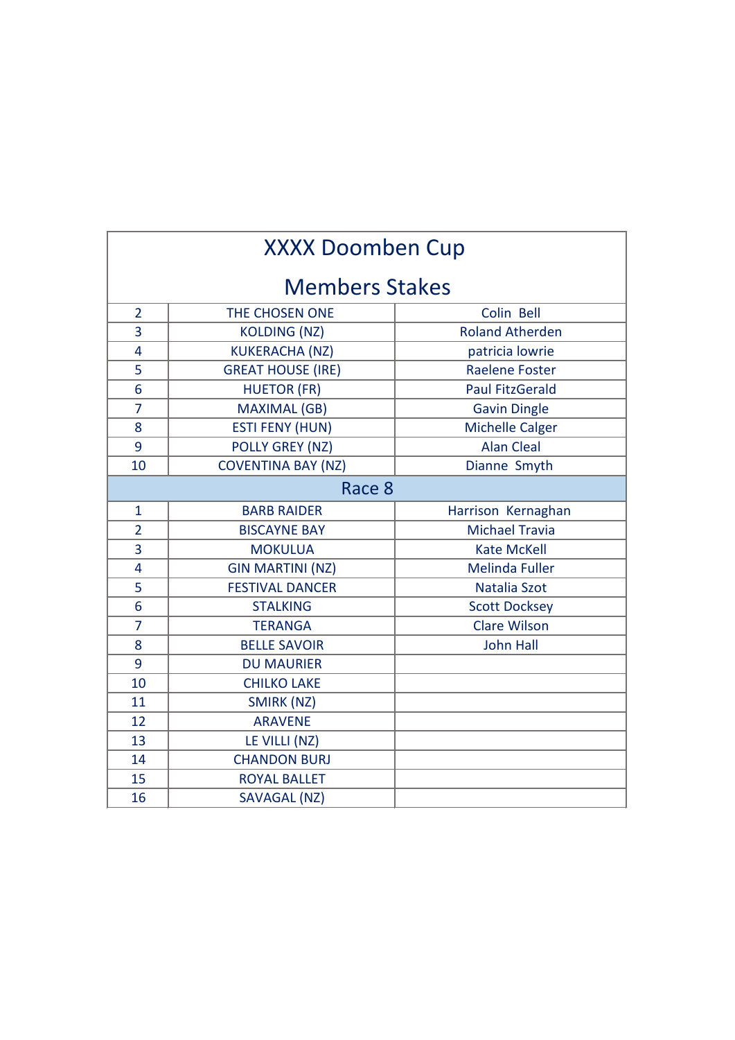# XXXX Doomben Cup

## Members Stakes

| | | |
|---|---|---|
| 2 | THE CHOSEN ONE | Colin Bell |
| 3 | KOLDING (NZ) | Roland Atherden |
| 4 | KUKERACHA (NZ) | patricia lowrie |
| 5 | GREAT HOUSE (IRE) | Raelene Foster |
| 6 | HUETOR (FR) | Paul FitzGerald |
| 7 | MAXIMAL (GB) | Gavin Dingle |
| 8 | ESTI FENY (HUN) | Michelle Calger |
| 9 | POLLY GREY (NZ) | Alan Cleal |
| 10 | COVENTINA BAY (NZ) | Dianne Smyth |
| **Race 8** | | |
| 1 | BARB RAIDER | Harrison Kernaghan |
| 2 | BISCAYNE BAY | Michael Travia |
| 3 | MOKULUA | Kate McKell |
| 4 | GIN MARTINI (NZ) | Melinda Fuller |
| 5 | FESTIVAL DANCER | Natalia Szot |
| 6 | STALKING | Scott Docksey |
| 7 | TERANGA | Clare Wilson |
| 8 | BELLE SAVOIR | John Hall |
| 9 | DU MAURIER | |
| 10 | CHILKO LAKE | |
| 11 | SMIRK (NZ) | |
| 12 | ARAVENE | |
| 13 | LE VILLI (NZ) | |
| 14 | CHANDON BURJ | |
| 15 | ROYAL BALLET | |
| 16 | SAVAGAL (NZ) | |